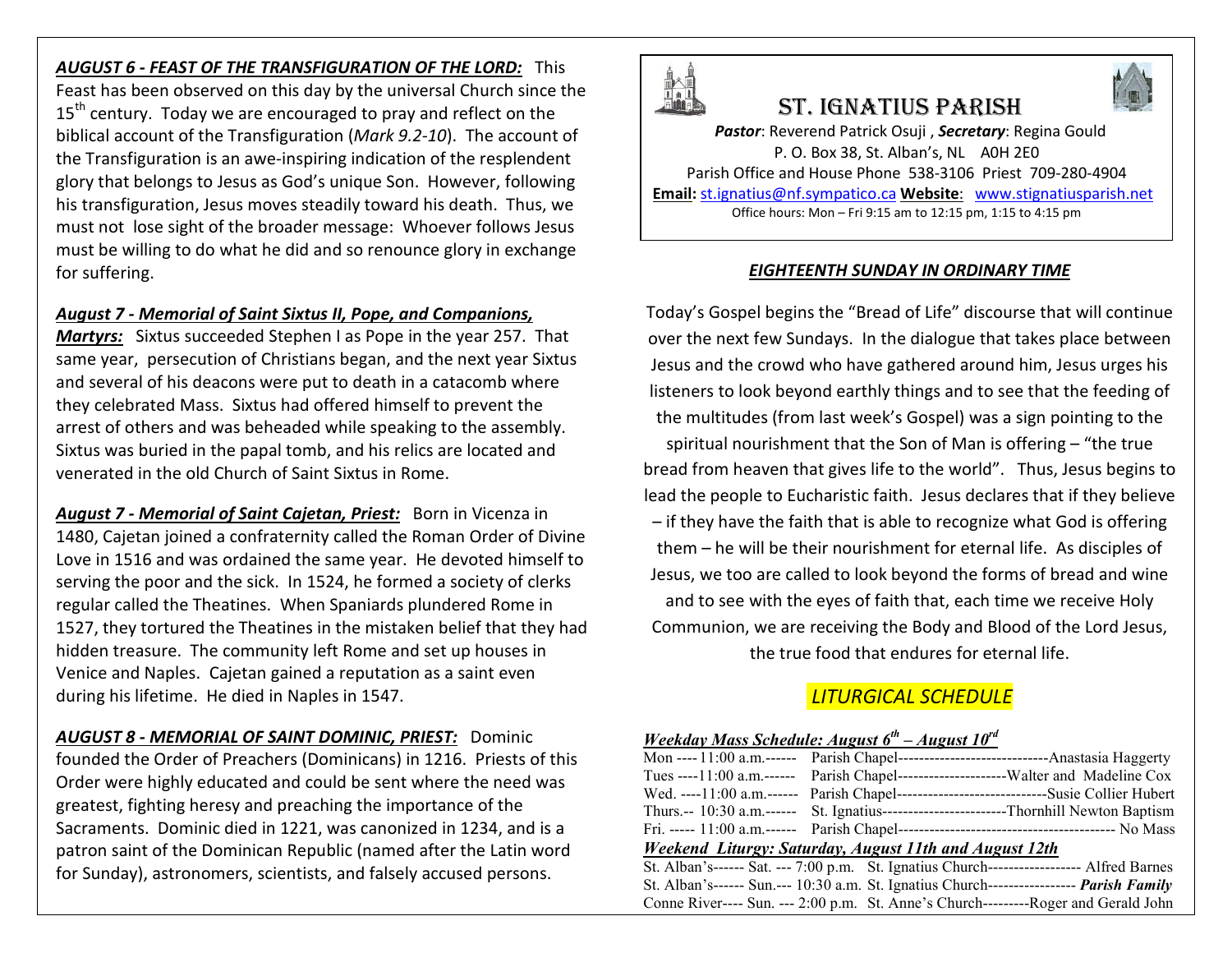***AUGUST 6 - FEAST OF THE TRANSFIGURATION OF THE LORD:*** This Feast has been observed on this day by the universal Church since the 15th century. Today we are encouraged to pray and reflect on the biblical account of the Transfiguration (*Mark 9.2-10*). The account of the Transfiguration is an awe-inspiring indication of the resplendent glory that belongs to Jesus as God's unique Son. However, following his transfiguration, Jesus moves steadily toward his death. Thus, we must not lose sight of the broader message: Whoever follows Jesus must be willing to do what he did and so renounce glory in exchange for suffering.

***August 7 - Memorial of Saint Sixtus II, Pope, and Companions, Martyrs:*** Sixtus succeeded Stephen I as Pope in the year 257. That same year, persecution of Christians began, and the next year Sixtus and several of his deacons were put to death in a catacomb where they celebrated Mass. Sixtus had offered himself to prevent the arrest of others and was beheaded while speaking to the assembly. Sixtus was buried in the papal tomb, and his relics are located and venerated in the old Church of Saint Sixtus in Rome.

***August 7 - Memorial of Saint Cajetan, Priest:*** Born in Vicenza in 1480, Cajetan joined a confraternity called the Roman Order of Divine Love in 1516 and was ordained the same year. He devoted himself to serving the poor and the sick. In 1524, he formed a society of clerks regular called the Theatines. When Spaniards plundered Rome in 1527, they tortured the Theatines in the mistaken belief that they had hidden treasure. The community left Rome and set up houses in Venice and Naples. Cajetan gained a reputation as a saint even during his lifetime. He died in Naples in 1547.

***AUGUST 8 - MEMORIAL OF SAINT DOMINIC, PRIEST:*** Dominic founded the Order of Preachers (Dominicans) in 1216. Priests of this Order were highly educated and could be sent where the need was greatest, fighting heresy and preaching the importance of the Sacraments. Dominic died in 1221, was canonized in 1234, and is a patron saint of the Dominican Republic (named after the Latin word for Sunday), astronomers, scientists, and falsely accused persons.

# ST. IGNATIUS PARISH

***Pastor***: Reverend Patrick Osuji , ***Secretary***: Regina Gould
P. O. Box 38, St. Alban's, NL A0H 2E0
Parish Office and House Phone 538-3106 Priest 709-280-4904
**Email:** st.ignatius@nf.sympatico.ca **Website**: www.stignatiusparish.net
Office hours: Mon – Fri 9:15 am to 12:15 pm, 1:15 to 4:15 pm

## *EIGHTEENTH SUNDAY IN ORDINARY TIME*

Today's Gospel begins the "Bread of Life" discourse that will continue over the next few Sundays. In the dialogue that takes place between Jesus and the crowd who have gathered around him, Jesus urges his listeners to look beyond earthly things and to see that the feeding of the multitudes (from last week's Gospel) was a sign pointing to the spiritual nourishment that the Son of Man is offering – "the true bread from heaven that gives life to the world". Thus, Jesus begins to lead the people to Eucharistic faith. Jesus declares that if they believe – if they have the faith that is able to recognize what God is offering them – he will be their nourishment for eternal life. As disciples of Jesus, we too are called to look beyond the forms of bread and wine and to see with the eyes of faith that, each time we receive Holy Communion, we are receiving the Body and Blood of the Lord Jesus, the true food that endures for eternal life.

## *LITURGICAL SCHEDULE*

***Weekday Mass Schedule: August 6th – August 10rd***

Mon ---- 11:00 a.m.------ Parish Chapel-----------------------------Anastasia Haggerty
Tues ----11:00 a.m.------ Parish Chapel---------------------Walter and Madeline Cox
Wed. ----11:00 a.m.------ Parish Chapel-----------------------------Susie Collier Hubert
Thurs.-- 10:30 a.m.------ St. Ignatius------------------------Thornhill Newton Baptism
Fri. ----- 11:00 a.m.------ Parish Chapel------------------------------------------ No Mass

***Weekend Liturgy: Saturday, August 11th and August 12th***

St. Alban's------ Sat. --- 7:00 p.m. St. Ignatius Church------------------ Alfred Barnes
St. Alban's------ Sun.--- 10:30 a.m. St. Ignatius Church----------------- ***Parish Family***
Conne River---- Sun. --- 2:00 p.m. St. Anne's Church---------Roger and Gerald John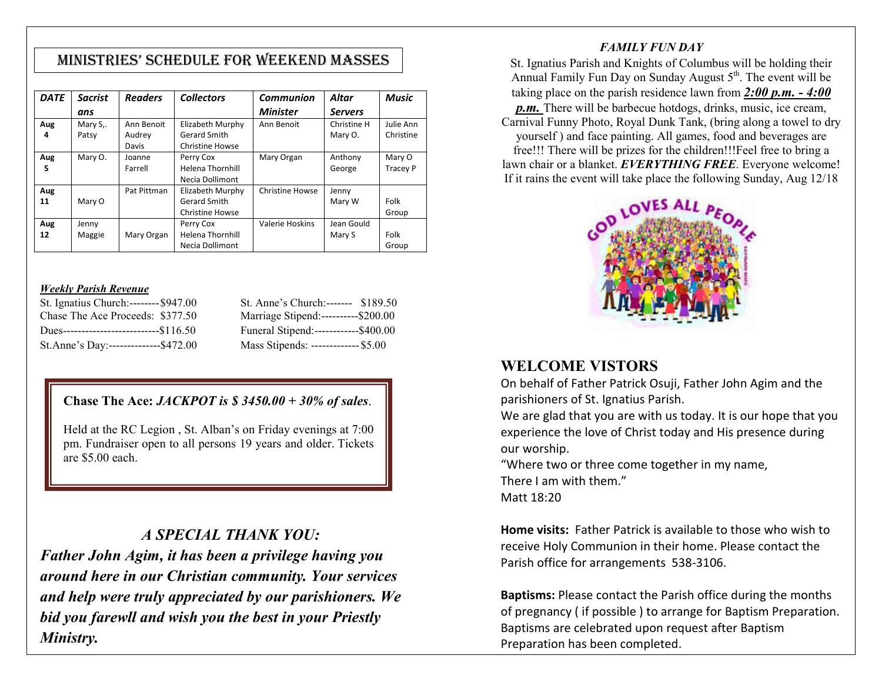## MINISTRIES' SCHEDULE FOR WEEKEND MASSES

| DATE | Sacristans | Readers | Collectors | Communion Minister | Altar Servers | Music |
|---|---|---|---|---|---|---|
| Aug 4 | Mary S,. Patsy | Ann Benoit Audrey Davis | Elizabeth Murphy Gerard Smith Christine Howse | Ann Benoit | Christine H Mary O. | Julie Ann Christine |
| Aug 5 | Mary O. | Joanne Farrell | Perry Cox Helena Thornhill Necia Dollimont | Mary Organ | Anthony George | Mary O Tracey P |
| Aug 11 | Mary O | Pat Pittman | Elizabeth Murphy Gerard Smith Christine Howse | Christine Howse | Jenny Mary W | Folk Group |
| Aug 12 | Jenny Maggie | Mary Organ | Perry Cox Helena Thornhill Necia Dollimont | Valerie Hoskins | Jean Gould Mary S | Folk Group |

***Weekly Parish Revenue***

St. Ignatius Church:--------$947.00
Chase The Ace Proceeds: $377.50
Dues--------------------------$116.50
St.Anne's Day:--------------$472.00
St. Anne's Church:------- $189.50
Marriage Stipend:----------$200.00
Funeral Stipend:------------$400.00
Mass Stipends: ------------- $5.00

**Chase The Ace:** ***JACKPOT is $ 3450.00 + 30% of sales***.

Held at the RC Legion , St. Alban's on Friday evenings at 7:00 pm. Fundraiser open to all persons 19 years and older. Tickets are $5.00 each.

## *A SPECIAL THANK YOU:*

***Father John Agim, it has been a privilege having you around here in our Christian community. Your services and help were truly appreciated by our parishioners. We bid you farewll and wish you the best in your Priestly Ministry.***

### *FAMILY FUN DAY*

St. Ignatius Parish and Knights of Columbus will be holding their Annual Family Fun Day on Sunday August 5th. The event will be taking place on the parish residence lawn from ***2:00 p.m. - 4:00 p.m.*** There will be barbecue hotdogs, drinks, music, ice cream, Carnival Funny Photo, Royal Dunk Tank, (bring along a towel to dry yourself ) and face painting. All games, food and beverages are free!!! There will be prizes for the children!!!Feel free to bring a lawn chair or a blanket. ***EVERYTHING FREE***. Everyone welcome! If it rains the event will take place the following Sunday, Aug 12/18

## WELCOME VISTORS

On behalf of Father Patrick Osuji, Father John Agim and the parishioners of St. Ignatius Parish.
We are glad that you are with us today. It is our hope that you experience the love of Christ today and His presence during our worship.
"Where two or three come together in my name,
There I am with them."
Matt 18:20

**Home visits:** Father Patrick is available to those who wish to receive Holy Communion in their home. Please contact the Parish office for arrangements 538-3106.

**Baptisms:** Please contact the Parish office during the months of pregnancy ( if possible ) to arrange for Baptism Preparation. Baptisms are celebrated upon request after Baptism Preparation has been completed.